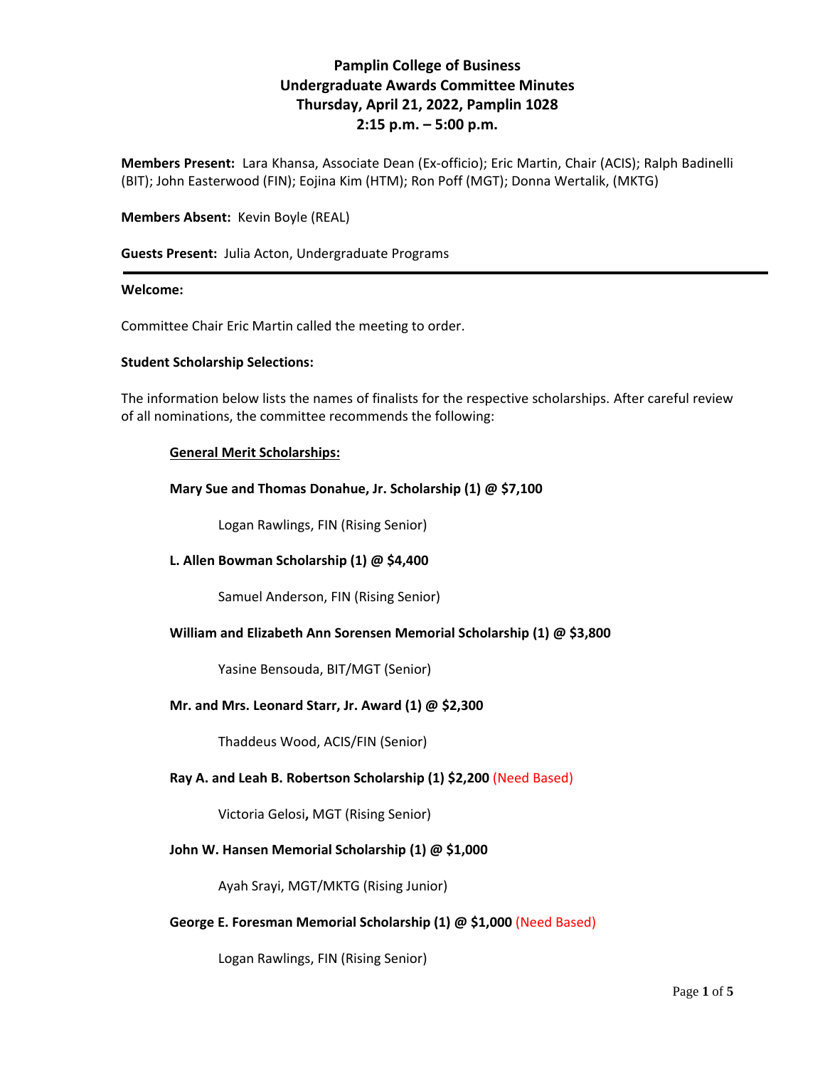# Pamplin College of Business
# Undergraduate Awards Committee Minutes
# Thursday, April 21, 2022, Pamplin 1028
# 2:15 p.m. – 5:00 p.m.

**Members Present:** Lara Khansa, Associate Dean (Ex-officio); Eric Martin, Chair (ACIS); Ralph Badinelli (BIT); John Easterwood (FIN); Eojina Kim (HTM); Ron Poff (MGT); Donna Wertalik, (MKTG)

**Members Absent:** Kevin Boyle (REAL)

**Guests Present:** Julia Acton, Undergraduate Programs

---

**Welcome:**

Committee Chair Eric Martin called the meeting to order.

**Student Scholarship Selections:**

The information below lists the names of finalists for the respective scholarships. After careful review of all nominations, the committee recommends the following:

**General Merit Scholarships:**

**Mary Sue and Thomas Donahue, Jr. Scholarship (1) @ $7,100**

Logan Rawlings, FIN (Rising Senior)

**L. Allen Bowman Scholarship (1) @ $4,400**

Samuel Anderson, FIN (Rising Senior)

**William and Elizabeth Ann Sorensen Memorial Scholarship (1) @ $3,800**

Yasine Bensouda, BIT/MGT (Senior)

**Mr. and Mrs. Leonard Starr, Jr. Award (1) @ $2,300**

Thaddeus Wood, ACIS/FIN (Senior)

**Ray A. and Leah B. Robertson Scholarship (1) $2,200** (Need Based)

Victoria Gelosi, MGT (Rising Senior)

**John W. Hansen Memorial Scholarship (1) @ $1,000**

Ayah Srayi, MGT/MKTG (Rising Junior)

**George E. Foresman Memorial Scholarship (1) @ $1,000** (Need Based)

Logan Rawlings, FIN (Rising Senior)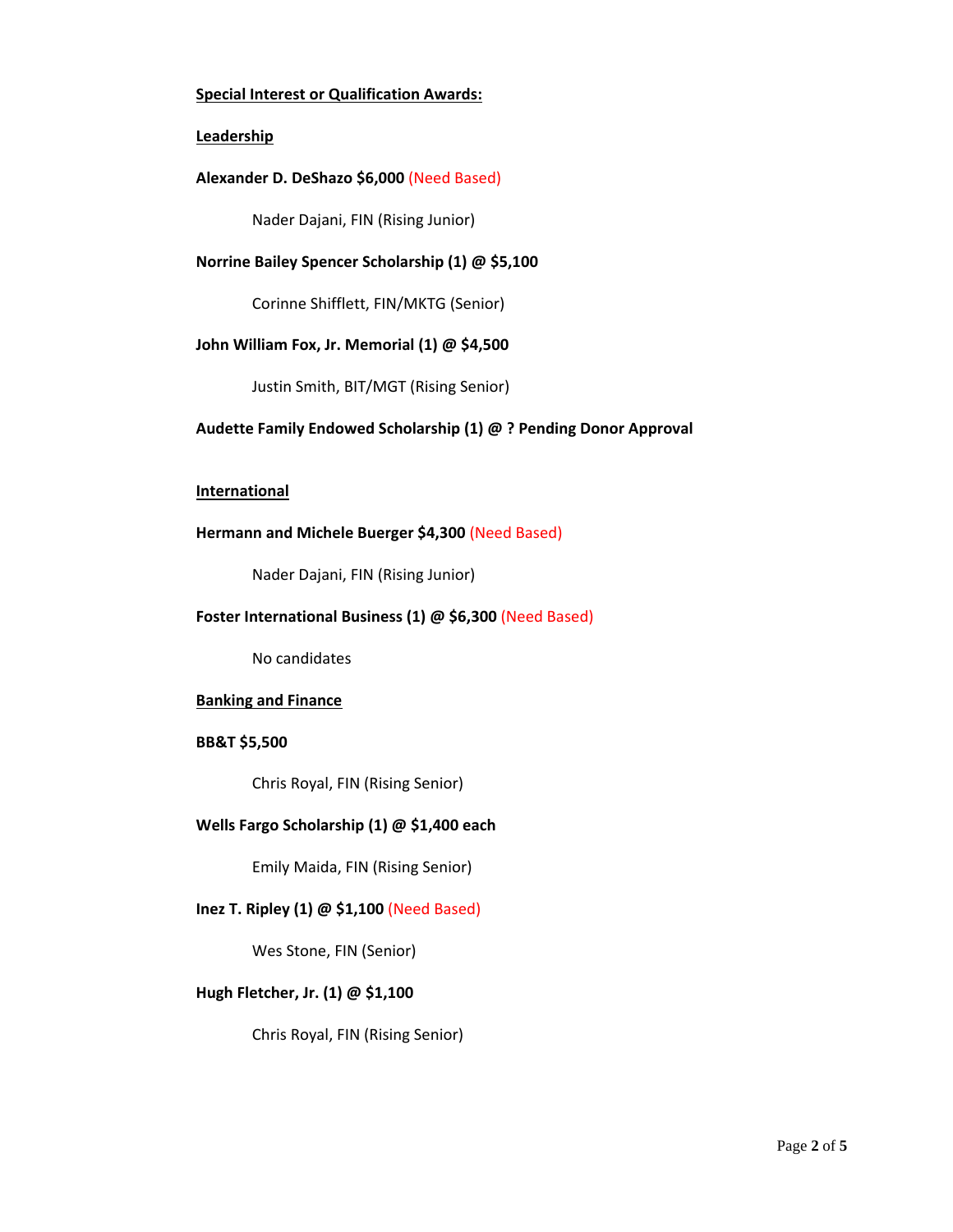**Special Interest or Qualification Awards:**

**Leadership**

**Alexander D. DeShazo $6,000** (Need Based)

Nader Dajani, FIN (Rising Junior)

**Norrine Bailey Spencer Scholarship (1) @ $5,100**

Corinne Shifflett, FIN/MKTG (Senior)

**John William Fox, Jr. Memorial (1) @ $4,500**

Justin Smith, BIT/MGT (Rising Senior)

**Audette Family Endowed Scholarship (1) @ ? Pending Donor Approval**

**International**

**Hermann and Michele Buerger $4,300** (Need Based)

Nader Dajani, FIN (Rising Junior)

**Foster International Business (1) @ $6,300** (Need Based)

No candidates

**Banking and Finance**

**BB&T $5,500**

Chris Royal, FIN (Rising Senior)

**Wells Fargo Scholarship (1) @ $1,400 each**

Emily Maida, FIN (Rising Senior)

**Inez T. Ripley (1) @ $1,100** (Need Based)

Wes Stone, FIN (Senior)

**Hugh Fletcher, Jr. (1) @ $1,100**

Chris Royal, FIN (Rising Senior)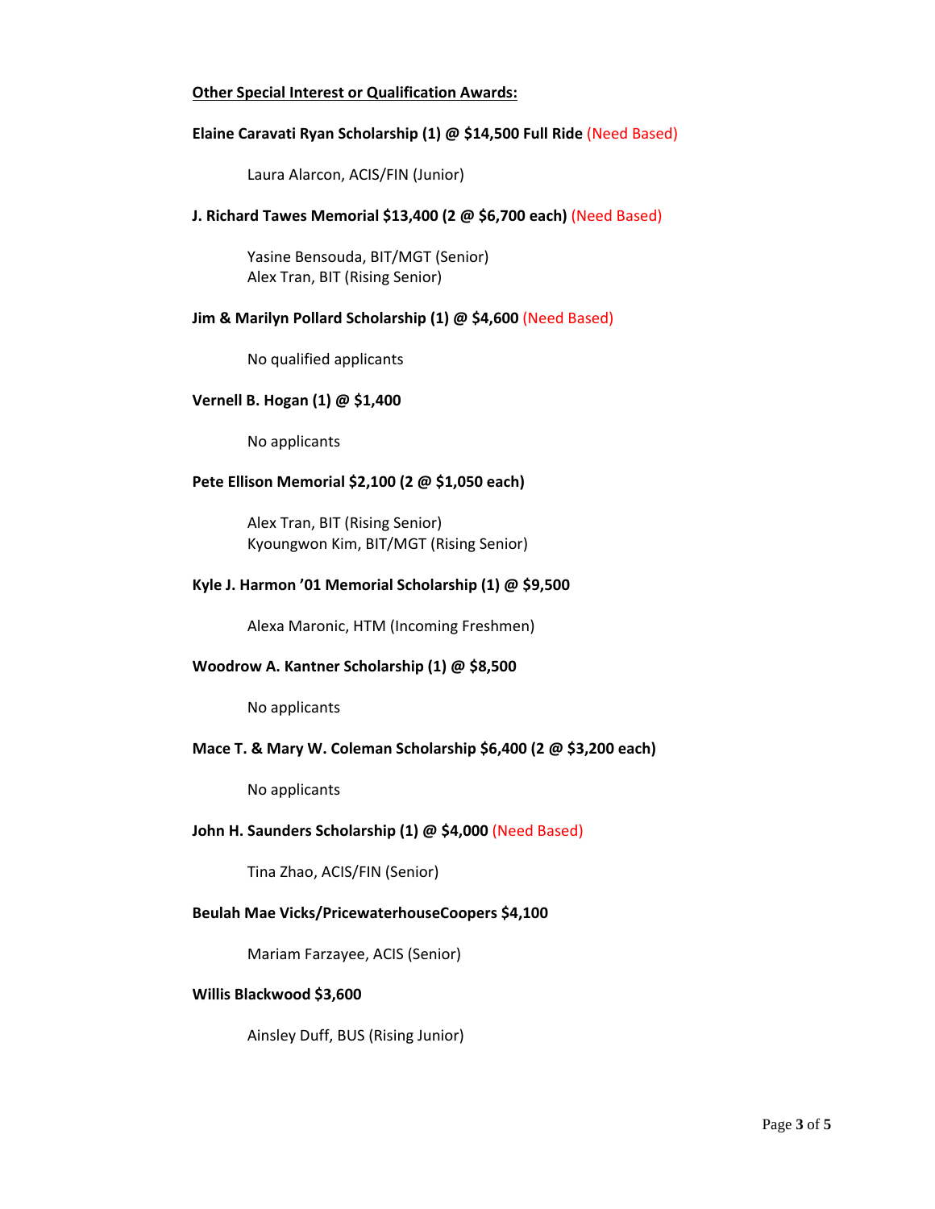**Other Special Interest or Qualification Awards:**

**Elaine Caravati Ryan Scholarship (1) @ $14,500 Full Ride** (Need Based)

Laura Alarcon, ACIS/FIN (Junior)

**J. Richard Tawes Memorial $13,400 (2 @ $6,700 each)** (Need Based)

Yasine Bensouda, BIT/MGT (Senior)
Alex Tran, BIT (Rising Senior)

**Jim & Marilyn Pollard Scholarship (1) @ $4,600** (Need Based)

No qualified applicants

**Vernell B. Hogan (1) @ $1,400**

No applicants

**Pete Ellison Memorial $2,100 (2 @ $1,050 each)**

Alex Tran, BIT (Rising Senior)
Kyoungwon Kim, BIT/MGT (Rising Senior)

**Kyle J. Harmon '01 Memorial Scholarship (1) @ $9,500**

Alexa Maronic, HTM (Incoming Freshmen)

**Woodrow A. Kantner Scholarship (1) @ $8,500**

No applicants

**Mace T. & Mary W. Coleman Scholarship $6,400 (2 @ $3,200 each)**

No applicants

**John H. Saunders Scholarship (1) @ $4,000** (Need Based)

Tina Zhao, ACIS/FIN (Senior)

**Beulah Mae Vicks/PricewaterhouseCoopers $4,100**

Mariam Farzayee, ACIS (Senior)

**Willis Blackwood $3,600**

Ainsley Duff, BUS (Rising Junior)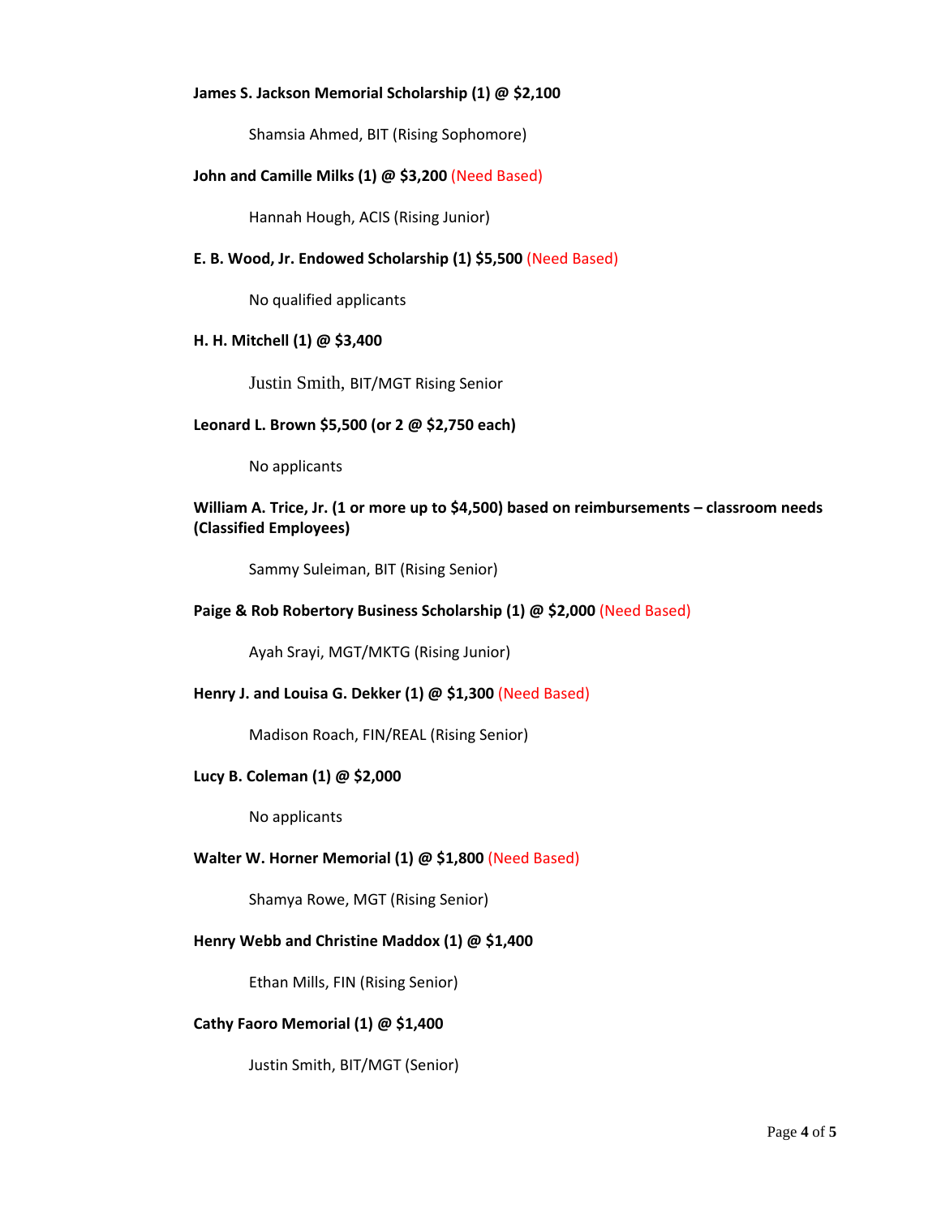**James S. Jackson Memorial Scholarship (1) @ $2,100**

Shamsia Ahmed, BIT (Rising Sophomore)

**John and Camille Milks (1) @ $3,200** (Need Based)

Hannah Hough, ACIS (Rising Junior)

**E. B. Wood, Jr. Endowed Scholarship (1) $5,500** (Need Based)

No qualified applicants

**H. H. Mitchell (1) @ $3,400**

Justin Smith, BIT/MGT Rising Senior

**Leonard L. Brown $5,500 (or 2 @ $2,750 each)**

No applicants

**William A. Trice, Jr. (1 or more up to $4,500) based on reimbursements – classroom needs (Classified Employees)**

Sammy Suleiman, BIT (Rising Senior)

**Paige & Rob Robertory Business Scholarship (1) @ $2,000** (Need Based)

Ayah Srayi, MGT/MKTG (Rising Junior)

**Henry J. and Louisa G. Dekker (1) @ $1,300** (Need Based)

Madison Roach, FIN/REAL (Rising Senior)

**Lucy B. Coleman (1) @ $2,000**

No applicants

**Walter W. Horner Memorial (1) @ $1,800** (Need Based)

Shamya Rowe, MGT (Rising Senior)

**Henry Webb and Christine Maddox (1) @ $1,400**

Ethan Mills, FIN (Rising Senior)

**Cathy Faoro Memorial (1) @ $1,400**

Justin Smith, BIT/MGT (Senior)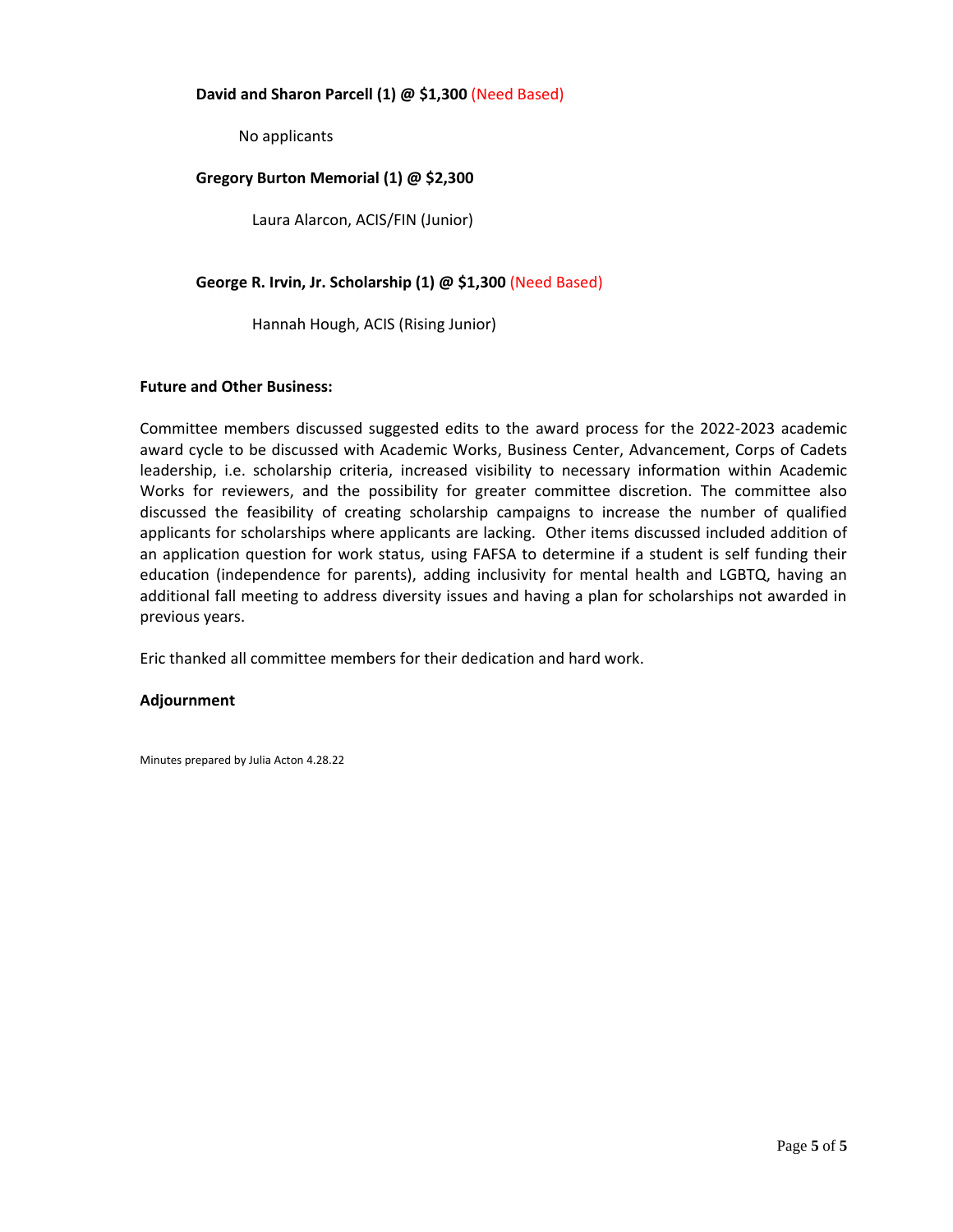**David and Sharon Parcell (1) @ $1,300** (Need Based)

No applicants

**Gregory Burton Memorial (1) @ $2,300**

Laura Alarcon, ACIS/FIN (Junior)

**George R. Irvin, Jr. Scholarship (1) @ $1,300** (Need Based)

Hannah Hough, ACIS (Rising Junior)

**Future and Other Business:**

Committee members discussed suggested edits to the award process for the 2022-2023 academic award cycle to be discussed with Academic Works, Business Center, Advancement, Corps of Cadets leadership, i.e. scholarship criteria, increased visibility to necessary information within Academic Works for reviewers, and the possibility for greater committee discretion. The committee also discussed the feasibility of creating scholarship campaigns to increase the number of qualified applicants for scholarships where applicants are lacking. Other items discussed included addition of an application question for work status, using FAFSA to determine if a student is self funding their education (independence for parents), adding inclusivity for mental health and LGBTQ, having an additional fall meeting to address diversity issues and having a plan for scholarships not awarded in previous years.

Eric thanked all committee members for their dedication and hard work.

**Adjournment**

Minutes prepared by Julia Acton 4.28.22